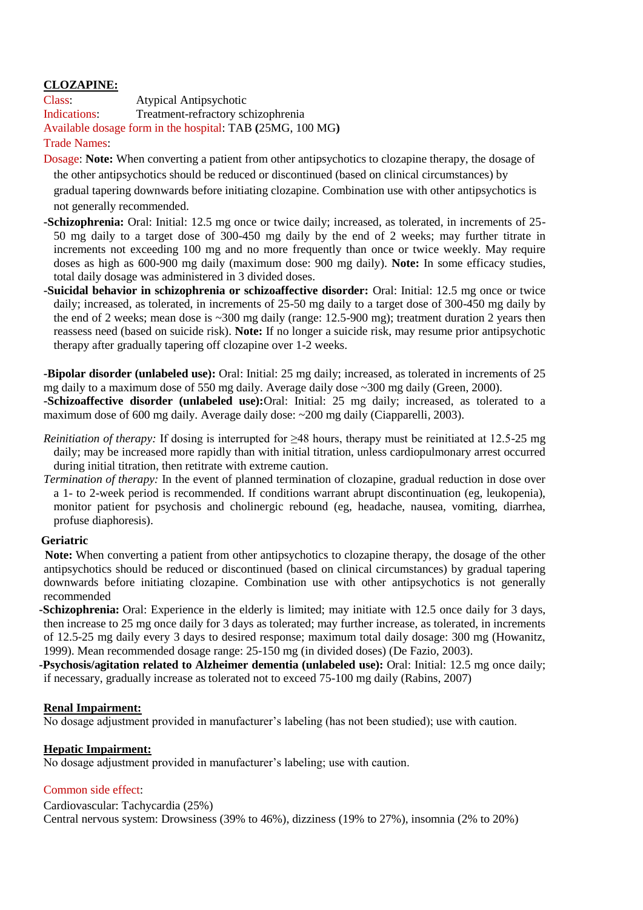## CLOZAPINE:

Class: Atypical Antipsychotic

Indications: Treatment-refractory schizophrenia

Available dosage form in the hospital: TAB **(**25MG, 100 MG**)**

Trade Names:

Dosage: **Note:** When converting a patient from other antipsychotics to clozapine therapy, the dosage of the other antipsychotics should be reduced or discontinued (based on clinical circumstances) by gradual tapering downwards before initiating clozapine. Combination use with other antipsychotics is not generally recommended.

**-Schizophrenia:** Oral: Initial: 12.5 mg once or twice daily; increased, as tolerated, in increments of 25-50 mg daily to a target dose of 300-450 mg daily by the end of 2 weeks; may further titrate in increments not exceeding 100 mg and no more frequently than once or twice weekly. May require doses as high as 600-900 mg daily (maximum dose: 900 mg daily). **Note:** In some efficacy studies, total daily dosage was administered in 3 divided doses.

**-Suicidal behavior in schizophrenia or schizoaffective disorder:** Oral: Initial: 12.5 mg once or twice daily; increased, as tolerated, in increments of 25-50 mg daily to a target dose of 300-450 mg daily by the end of 2 weeks; mean dose is ~300 mg daily (range: 12.5-900 mg); treatment duration 2 years then reassess need (based on suicide risk). **Note:** If no longer a suicide risk, may resume prior antipsychotic therapy after gradually tapering off clozapine over 1-2 weeks.

**-Bipolar disorder (unlabeled use):** Oral: Initial: 25 mg daily; increased, as tolerated in increments of 25 mg daily to a maximum dose of 550 mg daily. Average daily dose ~300 mg daily (Green, 2000).

**-Schizoaffective disorder (unlabeled use):** Oral: Initial: 25 mg daily; increased, as tolerated to a maximum dose of 600 mg daily. Average daily dose: ~200 mg daily (Ciapparelli, 2003).

*Reinitiation of therapy:* If dosing is interrupted for ≥48 hours, therapy must be reinitiated at 12.5-25 mg daily; may be increased more rapidly than with initial titration, unless cardiopulmonary arrest occurred during initial titration, then retitrate with extreme caution.

*Termination of therapy:* In the event of planned termination of clozapine, gradual reduction in dose over a 1- to 2-week period is recommended. If conditions warrant abrupt discontinuation (eg, leukopenia), monitor patient for psychosis and cholinergic rebound (eg, headache, nausea, vomiting, diarrhea, profuse diaphoresis).

**Geriatric**

**Note:** When converting a patient from other antipsychotics to clozapine therapy, the dosage of the other antipsychotics should be reduced or discontinued (based on clinical circumstances) by gradual tapering downwards before initiating clozapine. Combination use with other antipsychotics is not generally recommended

**-Schizophrenia:** Oral: Experience in the elderly is limited; may initiate with 12.5 once daily for 3 days, then increase to 25 mg once daily for 3 days as tolerated; may further increase, as tolerated, in increments of 12.5-25 mg daily every 3 days to desired response; maximum total daily dosage: 300 mg (Howanitz, 1999). Mean recommended dosage range: 25-150 mg (in divided doses) (De Fazio, 2003).

**-Psychosis/agitation related to Alzheimer dementia (unlabeled use):** Oral: Initial: 12.5 mg once daily; if necessary, gradually increase as tolerated not to exceed 75-100 mg daily (Rabins, 2007)

### Renal Impairment:

No dosage adjustment provided in manufacturer's labeling (has not been studied); use with caution.

### Hepatic Impairment:

No dosage adjustment provided in manufacturer's labeling; use with caution.

Common side effect:

Cardiovascular: Tachycardia (25%)

Central nervous system: Drowsiness (39% to 46%), dizziness (19% to 27%), insomnia (2% to 20%)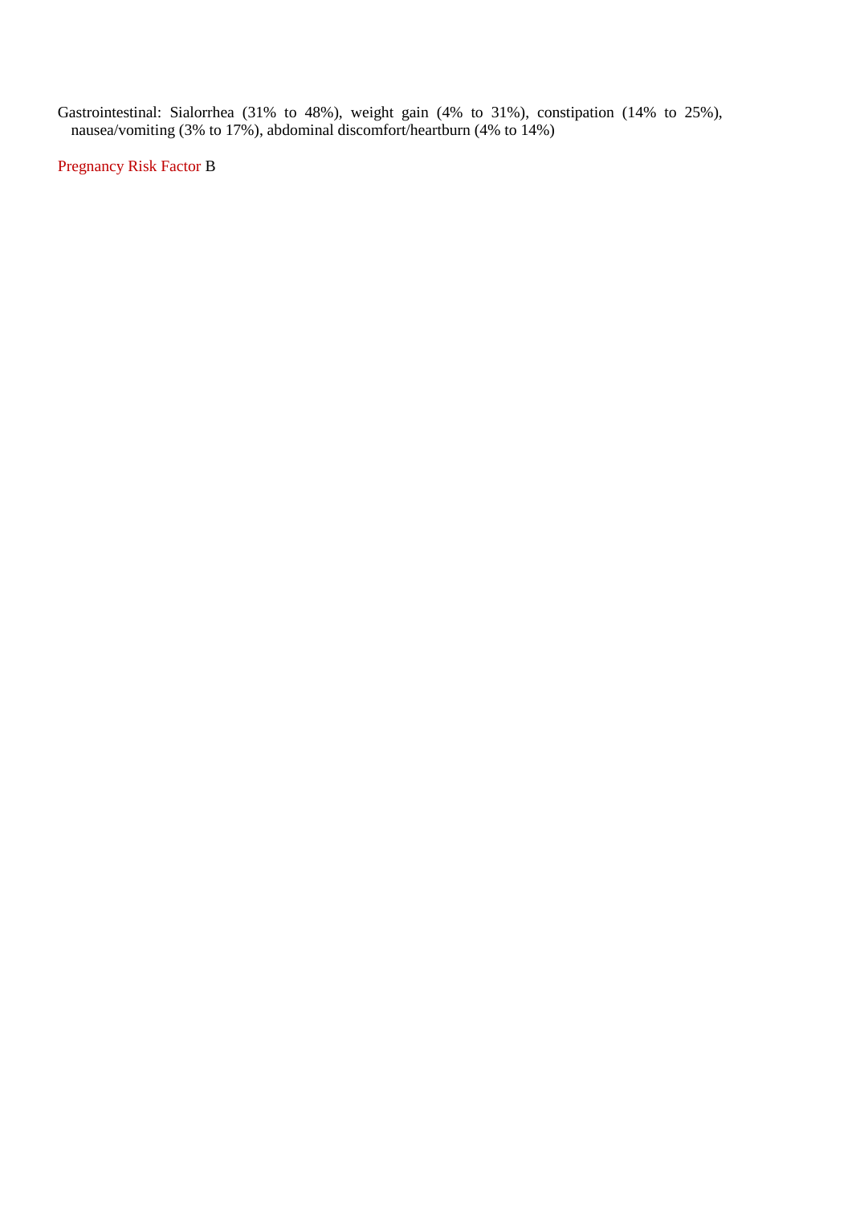Gastrointestinal: Sialorrhea (31% to 48%), weight gain (4% to 31%), constipation (14% to 25%), nausea/vomiting (3% to 17%), abdominal discomfort/heartburn (4% to 14%)

Pregnancy Risk Factor B